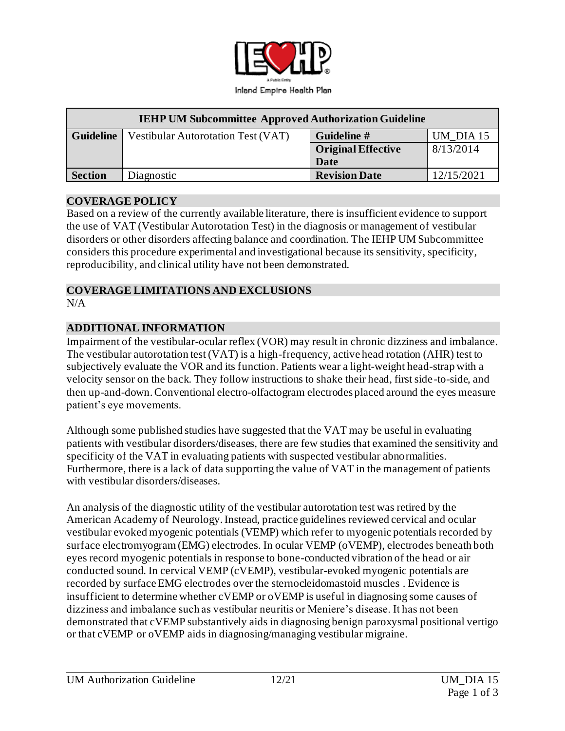Inland Empire Health Plan

| IEHP UM Subcommittee Approved Authorization Guideline | | | |
|---|---|---|---|
| **Guideline** | Vestibular Autorotation Test (VAT) | **Guideline #** | UM_DIA 15 |
| | | **Original Effective Date** | 8/13/2014 |
| **Section** | Diagnostic | **Revision Date** | 12/15/2021 |

## COVERAGE POLICY

Based on a review of the currently available literature, there is insufficient evidence to support the use of VAT (Vestibular Autorotation Test) in the diagnosis or management of vestibular disorders or other disorders affecting balance and coordination. The IEHP UM Subcommittee considers this procedure experimental and investigational because its sensitivity, specificity, reproducibility, and clinical utility have not been demonstrated.

## COVERAGE LIMITATIONS AND EXCLUSIONS

N/A

## ADDITIONAL INFORMATION

Impairment of the vestibular-ocular reflex (VOR) may result in chronic dizziness and imbalance. The vestibular autorotation test (VAT) is a high-frequency, active head rotation (AHR) test to subjectively evaluate the VOR and its function. Patients wear a light-weight head-strap with a velocity sensor on the back. They follow instructions to shake their head, first side-to-side, and then up-and-down. Conventional electro-olfactogram electrodes placed around the eyes measure patient's eye movements.

Although some published studies have suggested that the VAT may be useful in evaluating patients with vestibular disorders/diseases, there are few studies that examined the sensitivity and specificity of the VAT in evaluating patients with suspected vestibular abnormalities. Furthermore, there is a lack of data supporting the value of VAT in the management of patients with vestibular disorders/diseases.

An analysis of the diagnostic utility of the vestibular autorotation test was retired by the American Academy of Neurology. Instead, practice guidelines reviewed cervical and ocular vestibular evoked myogenic potentials (VEMP) which refer to myogenic potentials recorded by surface electromyogram (EMG) electrodes. In ocular VEMP (oVEMP), electrodes beneath both eyes record myogenic potentials in response to bone-conducted vibration of the head or air conducted sound. In cervical VEMP (cVEMP), vestibular-evoked myogenic potentials are recorded by surface EMG electrodes over the sternocleidomastoid muscles . Evidence is insufficient to determine whether cVEMP or oVEMP is useful in diagnosing some causes of dizziness and imbalance such as vestibular neuritis or Meniere's disease. It has not been demonstrated that cVEMP substantively aids in diagnosing benign paroxysmal positional vertigo or that cVEMP or oVEMP aids in diagnosing/managing vestibular migraine.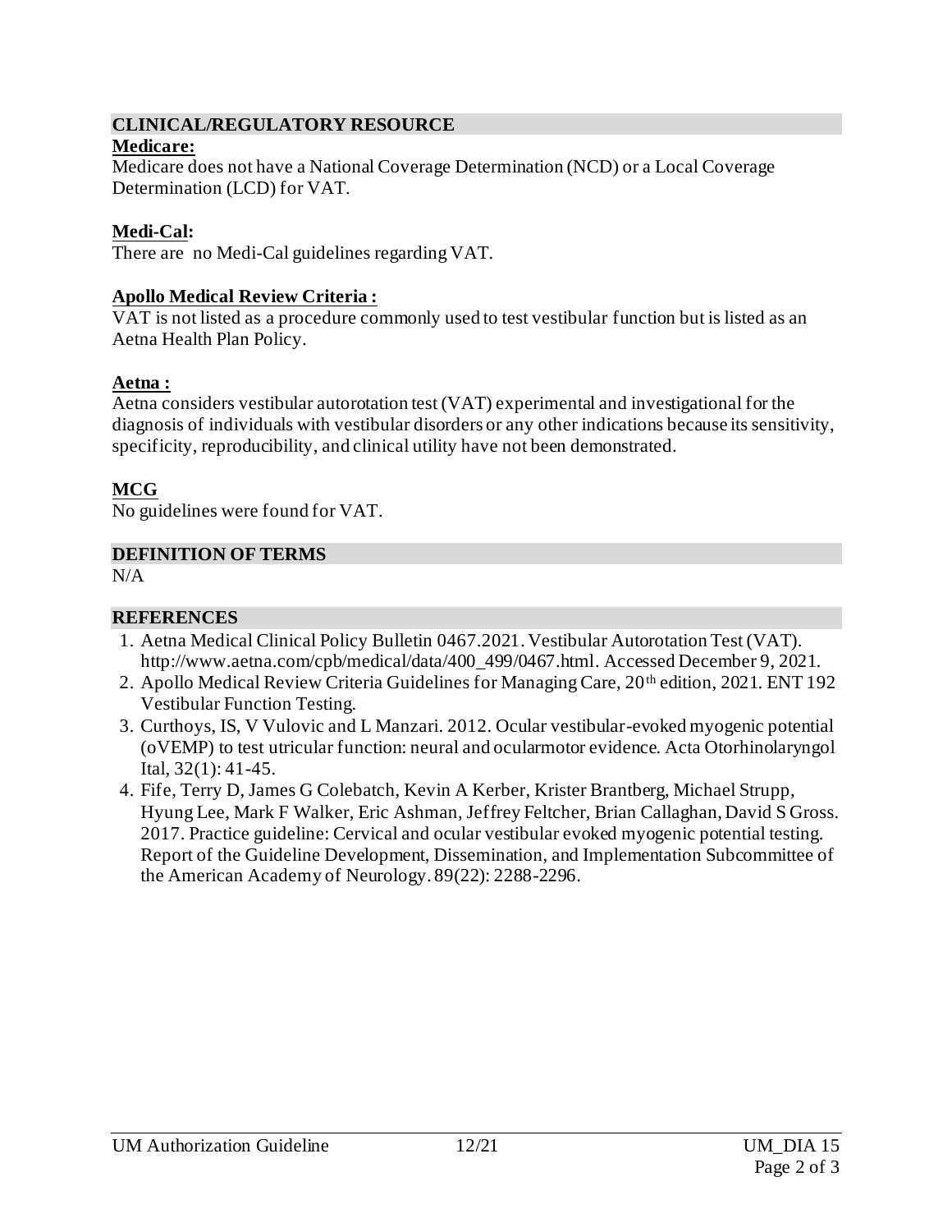## CLINICAL/REGULATORY RESOURCE

**Medicare:**

Medicare does not have a National Coverage Determination (NCD) or a Local Coverage Determination (LCD) for VAT.

**Medi-Cal:**

There are no Medi-Cal guidelines regarding VAT.

**Apollo Medical Review Criteria :**

VAT is not listed as a procedure commonly used to test vestibular function but is listed as an Aetna Health Plan Policy.

**Aetna :**

Aetna considers vestibular autorotation test (VAT) experimental and investigational for the diagnosis of individuals with vestibular disorders or any other indications because its sensitivity, specificity, reproducibility, and clinical utility have not been demonstrated.

**MCG**

No guidelines were found for VAT.

## DEFINITION OF TERMS

N/A

## REFERENCES

1. Aetna Medical Clinical Policy Bulletin 0467.2021. Vestibular Autorotation Test (VAT). http://www.aetna.com/cpb/medical/data/400_499/0467.html. Accessed December 9, 2021.
2. Apollo Medical Review Criteria Guidelines for Managing Care, 20th edition, 2021. ENT 192 Vestibular Function Testing.
3. Curthoys, IS, V Vulovic and L Manzari. 2012. Ocular vestibular-evoked myogenic potential (oVEMP) to test utricular function: neural and ocularmotor evidence. Acta Otorhinolaryngol Ital, 32(1): 41-45.
4. Fife, Terry D, James G Colebatch, Kevin A Kerber, Krister Brantberg, Michael Strupp, Hyung Lee, Mark F Walker, Eric Ashman, Jeffrey Feltcher, Brian Callaghan, David S Gross. 2017. Practice guideline: Cervical and ocular vestibular evoked myogenic potential testing. Report of the Guideline Development, Dissemination, and Implementation Subcommittee of the American Academy of Neurology. 89(22): 2288-2296.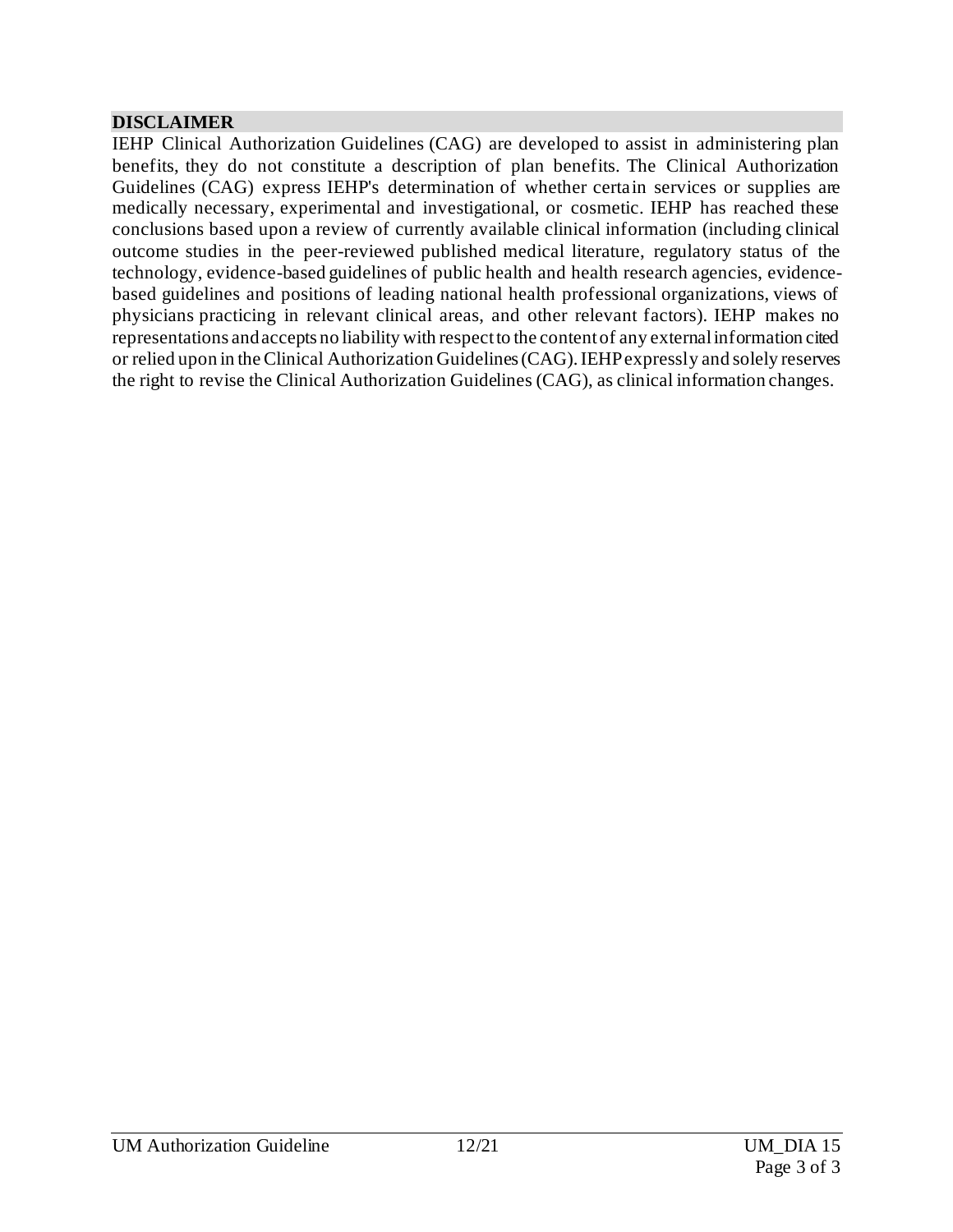## DISCLAIMER

IEHP Clinical Authorization Guidelines (CAG) are developed to assist in administering plan benefits, they do not constitute a description of plan benefits. The Clinical Authorization Guidelines (CAG) express IEHP's determination of whether certain services or supplies are medically necessary, experimental and investigational, or cosmetic. IEHP has reached these conclusions based upon a review of currently available clinical information (including clinical outcome studies in the peer-reviewed published medical literature, regulatory status of the technology, evidence-based guidelines of public health and health research agencies, evidence-based guidelines and positions of leading national health professional organizations, views of physicians practicing in relevant clinical areas, and other relevant factors). IEHP makes no representations and accepts no liability with respect to the content of any external information cited or relied upon in the Clinical Authorization Guidelines (CAG). IEHP expressly and solely reserves the right to revise the Clinical Authorization Guidelines (CAG), as clinical information changes.